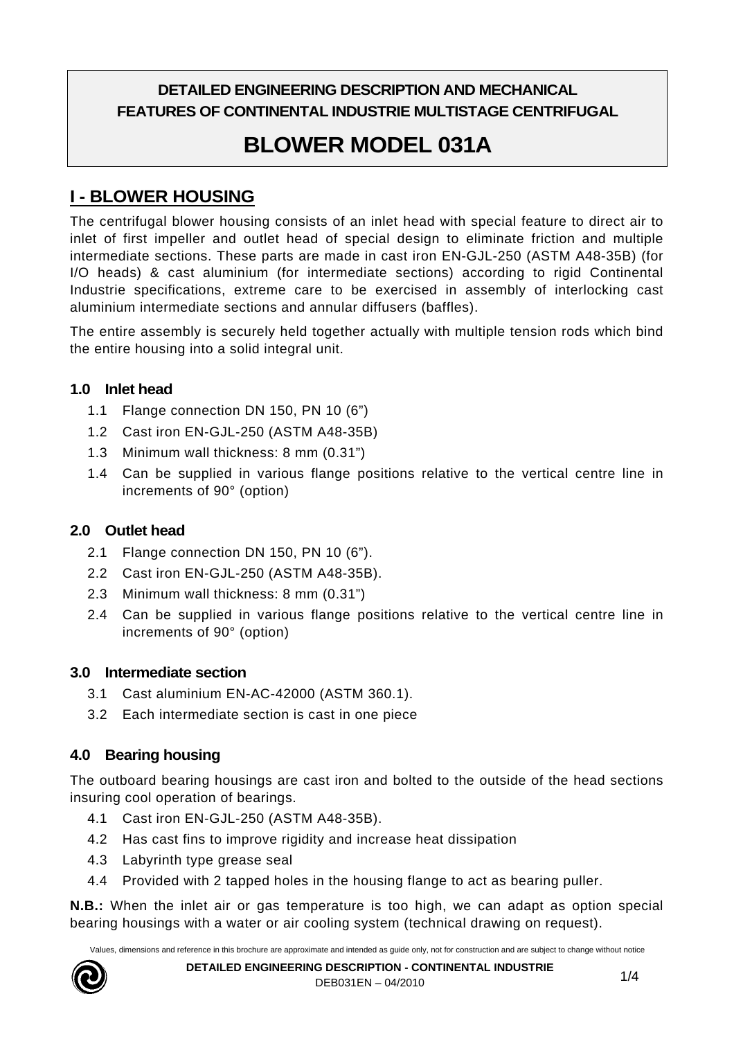# DETAILED ENGINEERING DESCRIPTION AND MECHANICAL FEATURES OF CONTINENTAL INDUSTRIE MULTISTAGE CENTRIFUGAL

# BLOWER MODEL 031A

## I - BLOWER HOUSING

The centrifugal blower housing consists of an inlet head with special feature to direct air to inlet of first impeller and outlet head of special design to eliminate friction and multiple intermediate sections. These parts are made in cast iron EN-GJL-250 (ASTM A48-35B) (for I/O heads) & cast aluminium (for intermediate sections) according to rigid Continental Industrie specifications, extreme care to be exercised in assembly of interlocking cast aluminium intermediate sections and annular diffusers (baffles).

The entire assembly is securely held together actually with multiple tension rods which bind the entire housing into a solid integral unit.

### 1.0 Inlet head

1.1 Flange connection DN 150, PN 10 (6")
1.2 Cast iron EN-GJL-250 (ASTM A48-35B)
1.3 Minimum wall thickness: 8 mm (0.31")
1.4 Can be supplied in various flange positions relative to the vertical centre line in increments of 90° (option)

### 2.0 Outlet head

2.1 Flange connection DN 150, PN 10 (6").
2.2 Cast iron EN-GJL-250 (ASTM A48-35B).
2.3 Minimum wall thickness: 8 mm (0.31")
2.4 Can be supplied in various flange positions relative to the vertical centre line in increments of 90° (option)

### 3.0 Intermediate section

3.1 Cast aluminium EN-AC-42000 (ASTM 360.1).
3.2 Each intermediate section is cast in one piece

### 4.0 Bearing housing

The outboard bearing housings are cast iron and bolted to the outside of the head sections insuring cool operation of bearings.

4.1 Cast iron EN-GJL-250 (ASTM A48-35B).
4.2 Has cast fins to improve rigidity and increase heat dissipation
4.3 Labyrinth type grease seal
4.4 Provided with 2 tapped holes in the housing flange to act as bearing puller.

**N.B.:** When the inlet air or gas temperature is too high, we can adapt as option special bearing housings with a water or air cooling system (technical drawing on request).

Values, dimensions and reference in this brochure are approximate and intended as guide only, not for construction and are subject to change without notice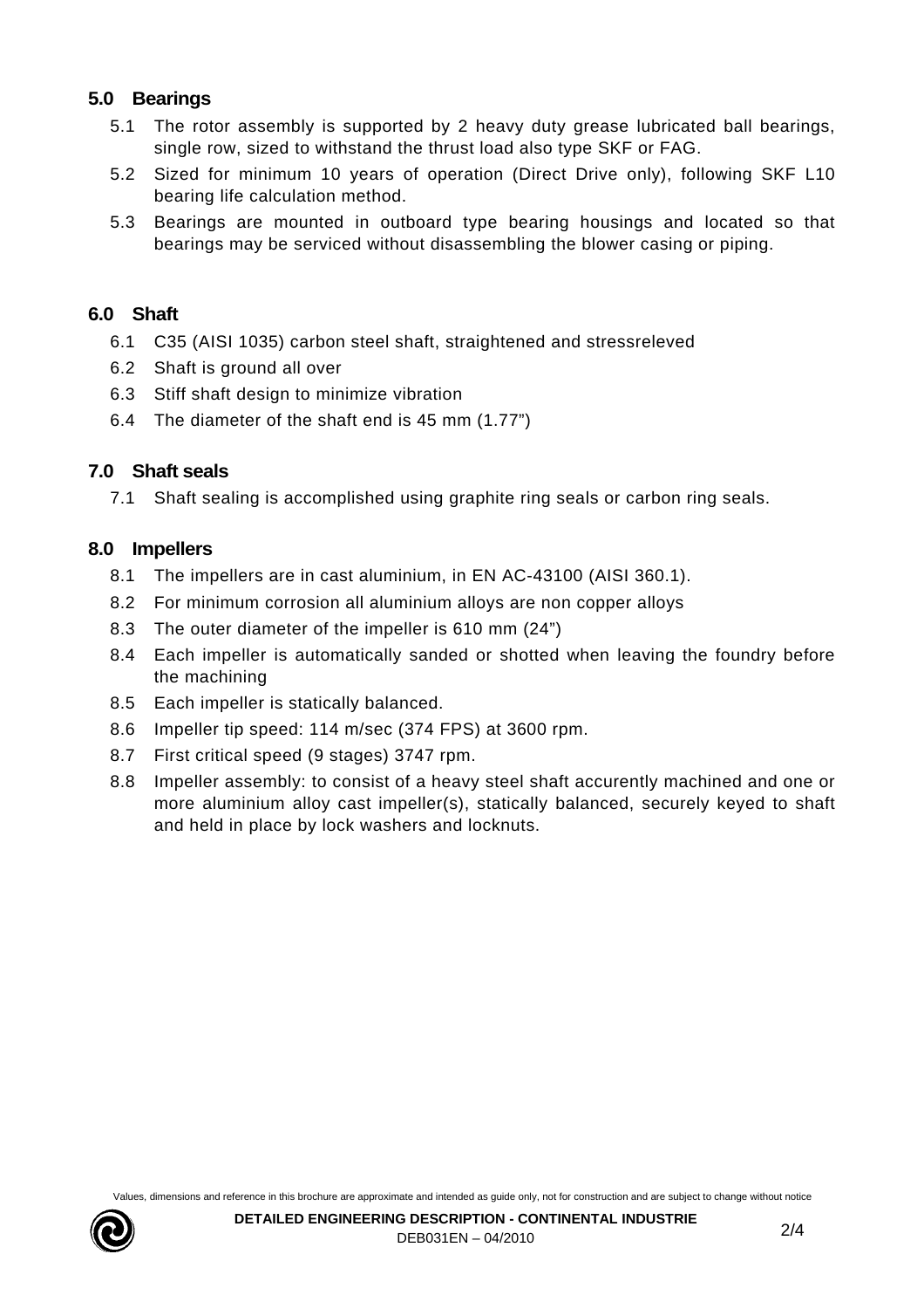## 5.0 Bearings

5.1 The rotor assembly is supported by 2 heavy duty grease lubricated ball bearings, single row, sized to withstand the thrust load also type SKF or FAG.

5.2 Sized for minimum 10 years of operation (Direct Drive only), following SKF L10 bearing life calculation method.

5.3 Bearings are mounted in outboard type bearing housings and located so that bearings may be serviced without disassembling the blower casing or piping.

## 6.0 Shaft

6.1 C35 (AISI 1035) carbon steel shaft, straightened and stressreleved

6.2 Shaft is ground all over

6.3 Stiff shaft design to minimize vibration

6.4 The diameter of the shaft end is 45 mm (1.77")

## 7.0 Shaft seals

7.1 Shaft sealing is accomplished using graphite ring seals or carbon ring seals.

## 8.0 Impellers

8.1 The impellers are in cast aluminium, in EN AC-43100 (AISI 360.1).

8.2 For minimum corrosion all aluminium alloys are non copper alloys

8.3 The outer diameter of the impeller is 610 mm (24")

8.4 Each impeller is automatically sanded or shotted when leaving the foundry before the machining

8.5 Each impeller is statically balanced.

8.6 Impeller tip speed: 114 m/sec (374 FPS) at 3600 rpm.

8.7 First critical speed (9 stages) 3747 rpm.

8.8 Impeller assembly: to consist of a heavy steel shaft accurently machined and one or more aluminium alloy cast impeller(s), statically balanced, securely keyed to shaft and held in place by lock washers and locknuts.

Values, dimensions and reference in this brochure are approximate and intended as guide only, not for construction and are subject to change without notice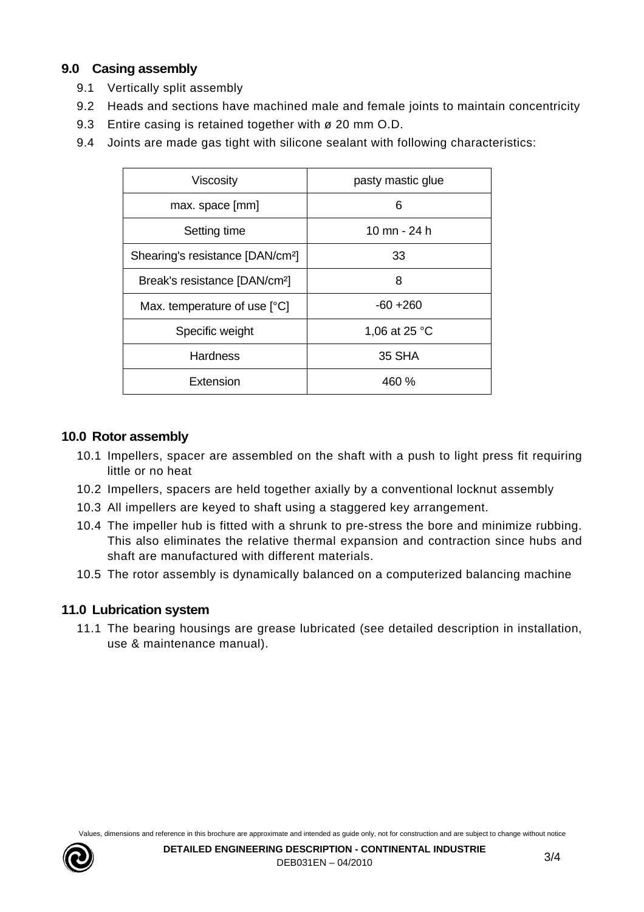## 9.0 Casing assembly

9.1 Vertically split assembly

9.2 Heads and sections have machined male and female joints to maintain concentricity

9.3 Entire casing is retained together with ø 20 mm O.D.

9.4 Joints are made gas tight with silicone sealant with following characteristics:

| Viscosity | pasty mastic glue |
|---|---|
| max. space [mm] | 6 |
| Setting time | 10 mn - 24 h |
| Shearing's resistance [DAN/cm²] | 33 |
| Break's resistance [DAN/cm²] | 8 |
| Max. temperature of use [°C] | -60 +260 |
| Specific weight | 1,06 at 25 °C |
| Hardness | 35 SHA |
| Extension | 460 % |

## 10.0 Rotor assembly

10.1 Impellers, spacer are assembled on the shaft with a push to light press fit requiring little or no heat

10.2 Impellers, spacers are held together axially by a conventional locknut assembly

10.3 All impellers are keyed to shaft using a staggered key arrangement.

10.4 The impeller hub is fitted with a shrunk to pre-stress the bore and minimize rubbing. This also eliminates the relative thermal expansion and contraction since hubs and shaft are manufactured with different materials.

10.5 The rotor assembly is dynamically balanced on a computerized balancing machine

## 11.0 Lubrication system

11.1 The bearing housings are grease lubricated (see detailed description in installation, use & maintenance manual).

Values, dimensions and reference in this brochure are approximate and intended as guide only, not for construction and are subject to change without notice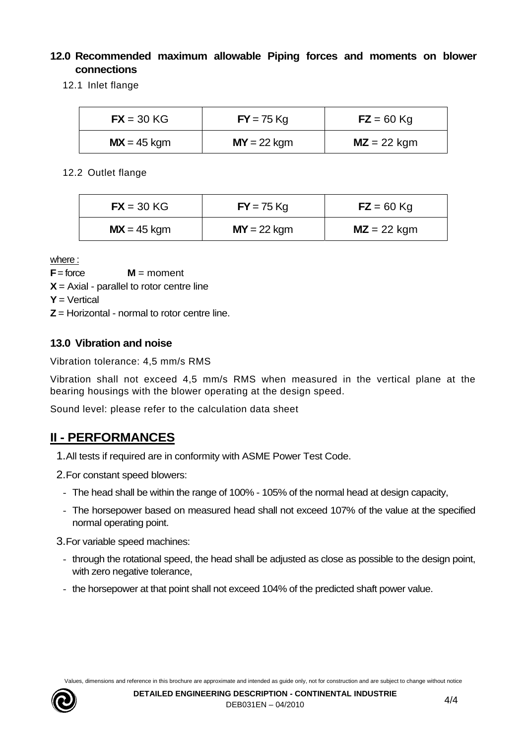### 12.0 Recommended maximum allowable Piping forces and moments on blower connections

12.1 Inlet flange

| | | |
|---|---|---|
| **FX** = 30 KG | **FY** = 75 Kg | **FZ** = 60 Kg |
| **MX** = 45 kgm | **MY** = 22 kgm | **MZ** = 22 kgm |

12.2 Outlet flange

| | | |
|---|---|---|
| **FX** = 30 KG | **FY** = 75 Kg | **FZ** = 60 Kg |
| **MX** = 45 kgm | **MY** = 22 kgm | **MZ** = 22 kgm |

where :

**F** = force **M** = moment

**X** = Axial - parallel to rotor centre line

**Y** = Vertical

**Z** = Horizontal - normal to rotor centre line.

### 13.0 Vibration and noise

Vibration tolerance: 4,5 mm/s RMS

Vibration shall not exceed 4,5 mm/s RMS when measured in the vertical plane at the bearing housings with the blower operating at the design speed.

Sound level: please refer to the calculation data sheet

## II - PERFORMANCES

1. All tests if required are in conformity with ASME Power Test Code.
2. For constant speed blowers:
   - The head shall be within the range of 100% - 105% of the normal head at design capacity,
   - The horsepower based on measured head shall not exceed 107% of the value at the specified normal operating point.
3. For variable speed machines:
   - through the rotational speed, the head shall be adjusted as close as possible to the design point, with zero negative tolerance,
   - the horsepower at that point shall not exceed 104% of the predicted shaft power value.

Values, dimensions and reference in this brochure are approximate and intended as guide only, not for construction and are subject to change without notice